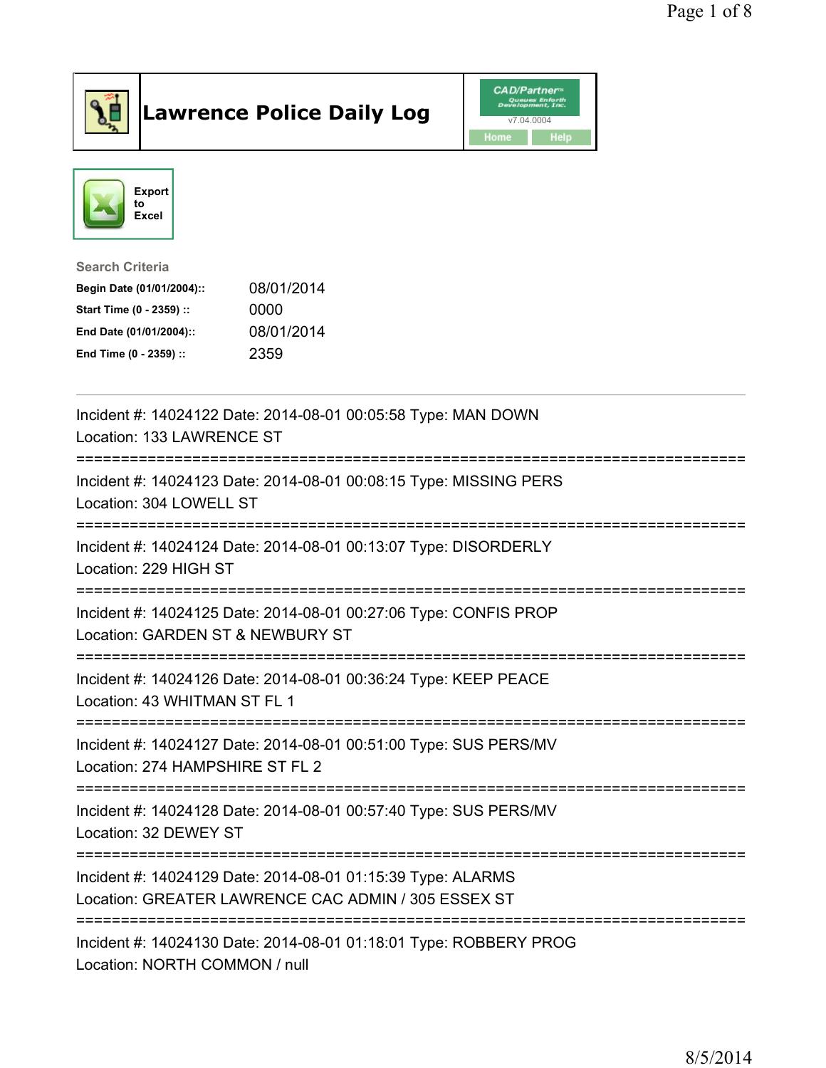# Lawrence Police Daily Log

CAD/Partner v7.04.0004

Home | Help

Export to Excel

**Search Criteria**

| | |
|---|---|
| **Begin Date (01/01/2004)::** | 08/01/2014 |
| **Start Time (0 - 2359) ::** | 0000 |
| **End Date (01/01/2004)::** | 08/01/2014 |
| **End Time (0 - 2359) ::** | 2359 |

---

Incident #: 14024122 Date: 2014-08-01 00:05:58 Type: MAN DOWN
Location: 133 LAWRENCE ST

===========================================================================

Incident #: 14024123 Date: 2014-08-01 00:08:15 Type: MISSING PERS
Location: 304 LOWELL ST

===========================================================================

Incident #: 14024124 Date: 2014-08-01 00:13:07 Type: DISORDERLY
Location: 229 HIGH ST

===========================================================================

Incident #: 14024125 Date: 2014-08-01 00:27:06 Type: CONFIS PROP
Location: GARDEN ST & NEWBURY ST

===========================================================================

Incident #: 14024126 Date: 2014-08-01 00:36:24 Type: KEEP PEACE
Location: 43 WHITMAN ST FL 1

===========================================================================

Incident #: 14024127 Date: 2014-08-01 00:51:00 Type: SUS PERS/MV
Location: 274 HAMPSHIRE ST FL 2

===========================================================================

Incident #: 14024128 Date: 2014-08-01 00:57:40 Type: SUS PERS/MV
Location: 32 DEWEY ST

===========================================================================

Incident #: 14024129 Date: 2014-08-01 01:15:39 Type: ALARMS
Location: GREATER LAWRENCE CAC ADMIN / 305 ESSEX ST

===========================================================================

Incident #: 14024130 Date: 2014-08-01 01:18:01 Type: ROBBERY PROG
Location: NORTH COMMON / null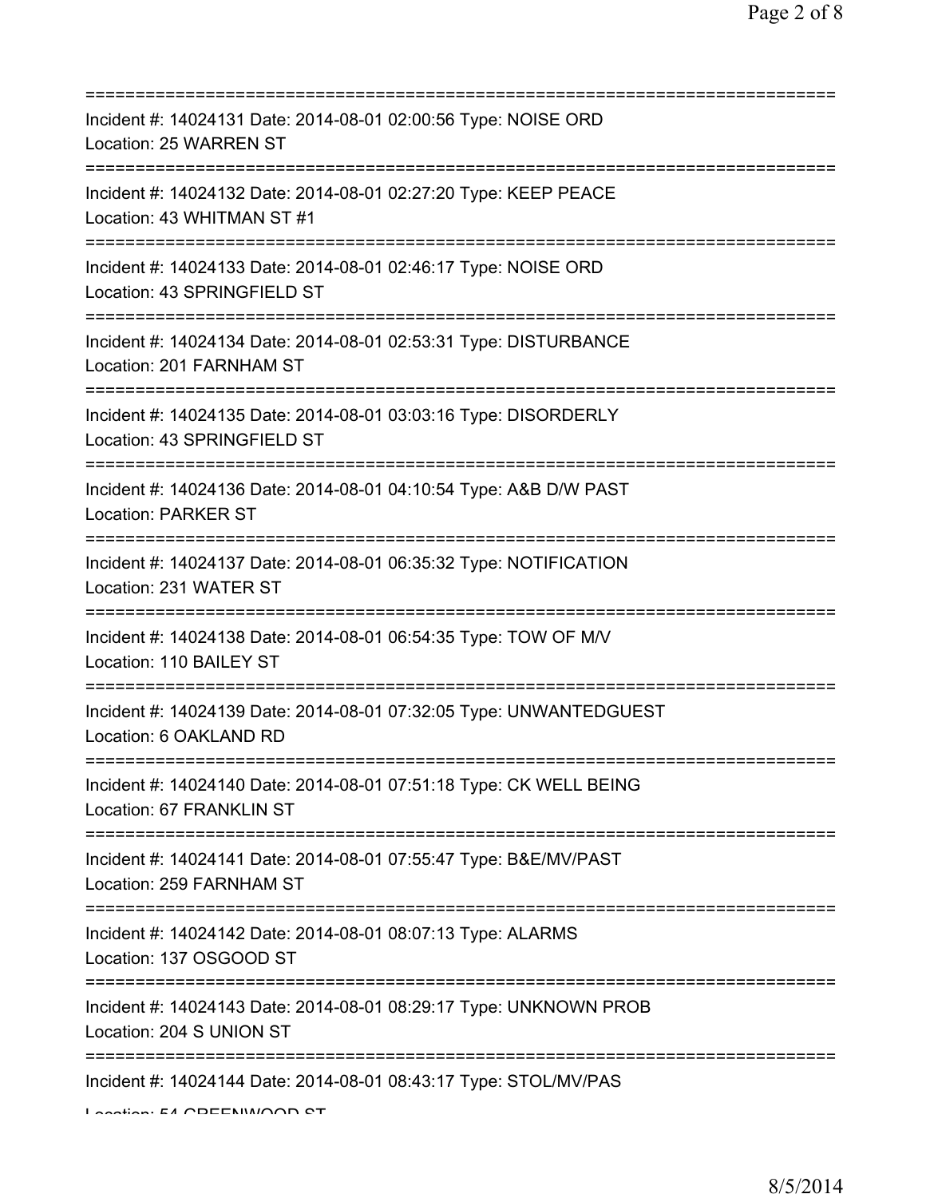===========================================================================
Incident #: 14024131 Date: 2014-08-01 02:00:56 Type: NOISE ORD
Location: 25 WARREN ST
===========================================================================
Incident #: 14024132 Date: 2014-08-01 02:27:20 Type: KEEP PEACE
Location: 43 WHITMAN ST #1
===========================================================================
Incident #: 14024133 Date: 2014-08-01 02:46:17 Type: NOISE ORD
Location: 43 SPRINGFIELD ST
===========================================================================
Incident #: 14024134 Date: 2014-08-01 02:53:31 Type: DISTURBANCE
Location: 201 FARNHAM ST
===========================================================================
Incident #: 14024135 Date: 2014-08-01 03:03:16 Type: DISORDERLY
Location: 43 SPRINGFIELD ST
===========================================================================
Incident #: 14024136 Date: 2014-08-01 04:10:54 Type: A&B D/W PAST
Location: PARKER ST
===========================================================================
Incident #: 14024137 Date: 2014-08-01 06:35:32 Type: NOTIFICATION
Location: 231 WATER ST
===========================================================================
Incident #: 14024138 Date: 2014-08-01 06:54:35 Type: TOW OF M/V
Location: 110 BAILEY ST
===========================================================================
Incident #: 14024139 Date: 2014-08-01 07:32:05 Type: UNWANTEDGUEST
Location: 6 OAKLAND RD
===========================================================================
Incident #: 14024140 Date: 2014-08-01 07:51:18 Type: CK WELL BEING
Location: 67 FRANKLIN ST
===========================================================================
Incident #: 14024141 Date: 2014-08-01 07:55:47 Type: B&E/MV/PAST
Location: 259 FARNHAM ST
===========================================================================
Incident #: 14024142 Date: 2014-08-01 08:07:13 Type: ALARMS
Location: 137 OSGOOD ST
===========================================================================
Incident #: 14024143 Date: 2014-08-01 08:29:17 Type: UNKNOWN PROB
Location: 204 S UNION ST
===========================================================================
Incident #: 14024144 Date: 2014-08-01 08:43:17 Type: STOL/MV/PAS
Location: 54 GREENWOOD ST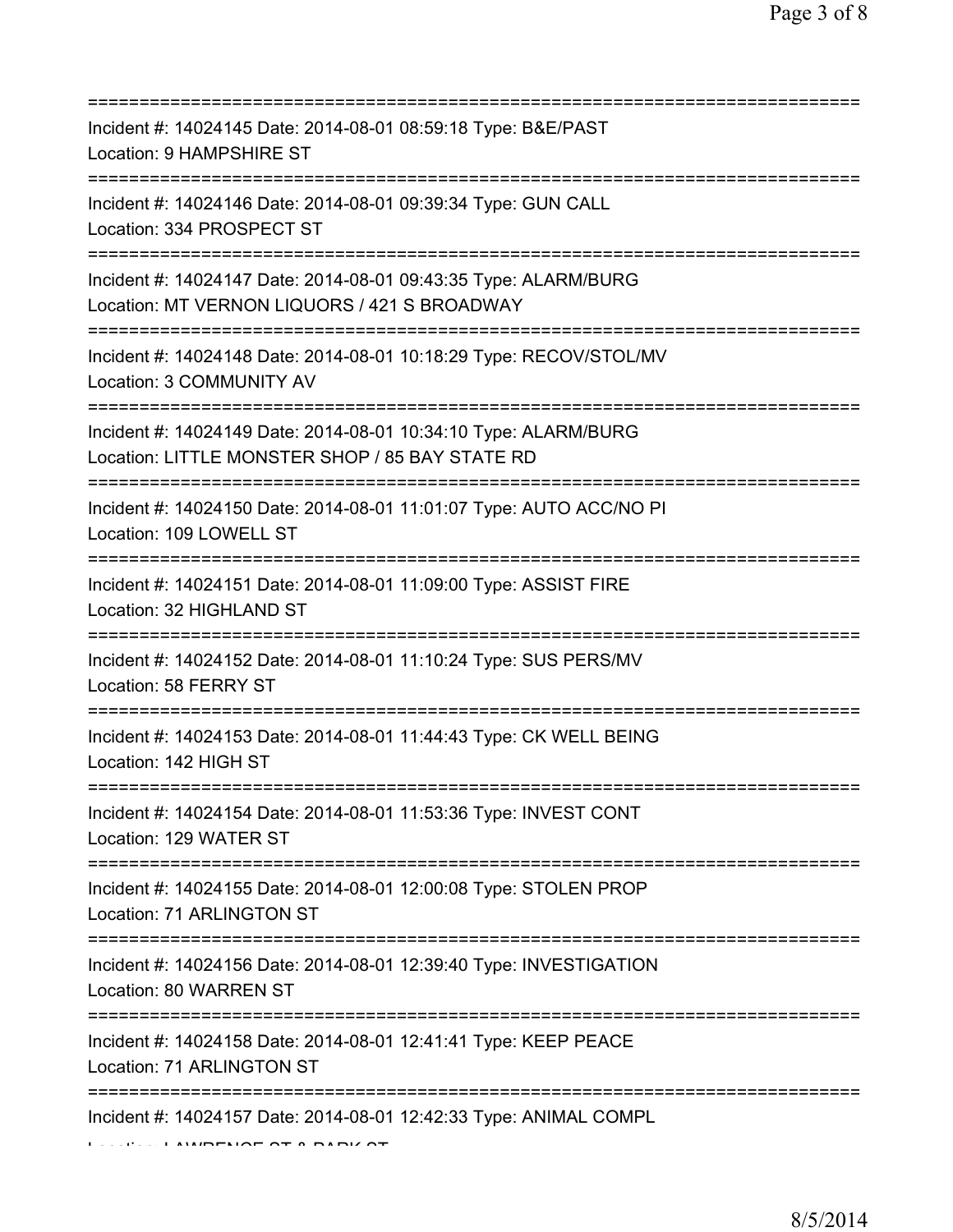===========================================================================
Incident #: 14024145 Date: 2014-08-01 08:59:18 Type: B&E/PAST
Location: 9 HAMPSHIRE ST
===========================================================================
Incident #: 14024146 Date: 2014-08-01 09:39:34 Type: GUN CALL
Location: 334 PROSPECT ST
===========================================================================
Incident #: 14024147 Date: 2014-08-01 09:43:35 Type: ALARM/BURG
Location: MT VERNON LIQUORS / 421 S BROADWAY
===========================================================================
Incident #: 14024148 Date: 2014-08-01 10:18:29 Type: RECOV/STOL/MV
Location: 3 COMMUNITY AV
===========================================================================
Incident #: 14024149 Date: 2014-08-01 10:34:10 Type: ALARM/BURG
Location: LITTLE MONSTER SHOP / 85 BAY STATE RD
===========================================================================
Incident #: 14024150 Date: 2014-08-01 11:01:07 Type: AUTO ACC/NO PI
Location: 109 LOWELL ST
===========================================================================
Incident #: 14024151 Date: 2014-08-01 11:09:00 Type: ASSIST FIRE
Location: 32 HIGHLAND ST
===========================================================================
Incident #: 14024152 Date: 2014-08-01 11:10:24 Type: SUS PERS/MV
Location: 58 FERRY ST
===========================================================================
Incident #: 14024153 Date: 2014-08-01 11:44:43 Type: CK WELL BEING
Location: 142 HIGH ST
===========================================================================
Incident #: 14024154 Date: 2014-08-01 11:53:36 Type: INVEST CONT
Location: 129 WATER ST
===========================================================================
Incident #: 14024155 Date: 2014-08-01 12:00:08 Type: STOLEN PROP
Location: 71 ARLINGTON ST
===========================================================================
Incident #: 14024156 Date: 2014-08-01 12:39:40 Type: INVESTIGATION
Location: 80 WARREN ST
===========================================================================
Incident #: 14024158 Date: 2014-08-01 12:41:41 Type: KEEP PEACE
Location: 71 ARLINGTON ST
===========================================================================
Incident #: 14024157 Date: 2014-08-01 12:42:33 Type: ANIMAL COMPL
Location: LAWRENCE ST & PARK ST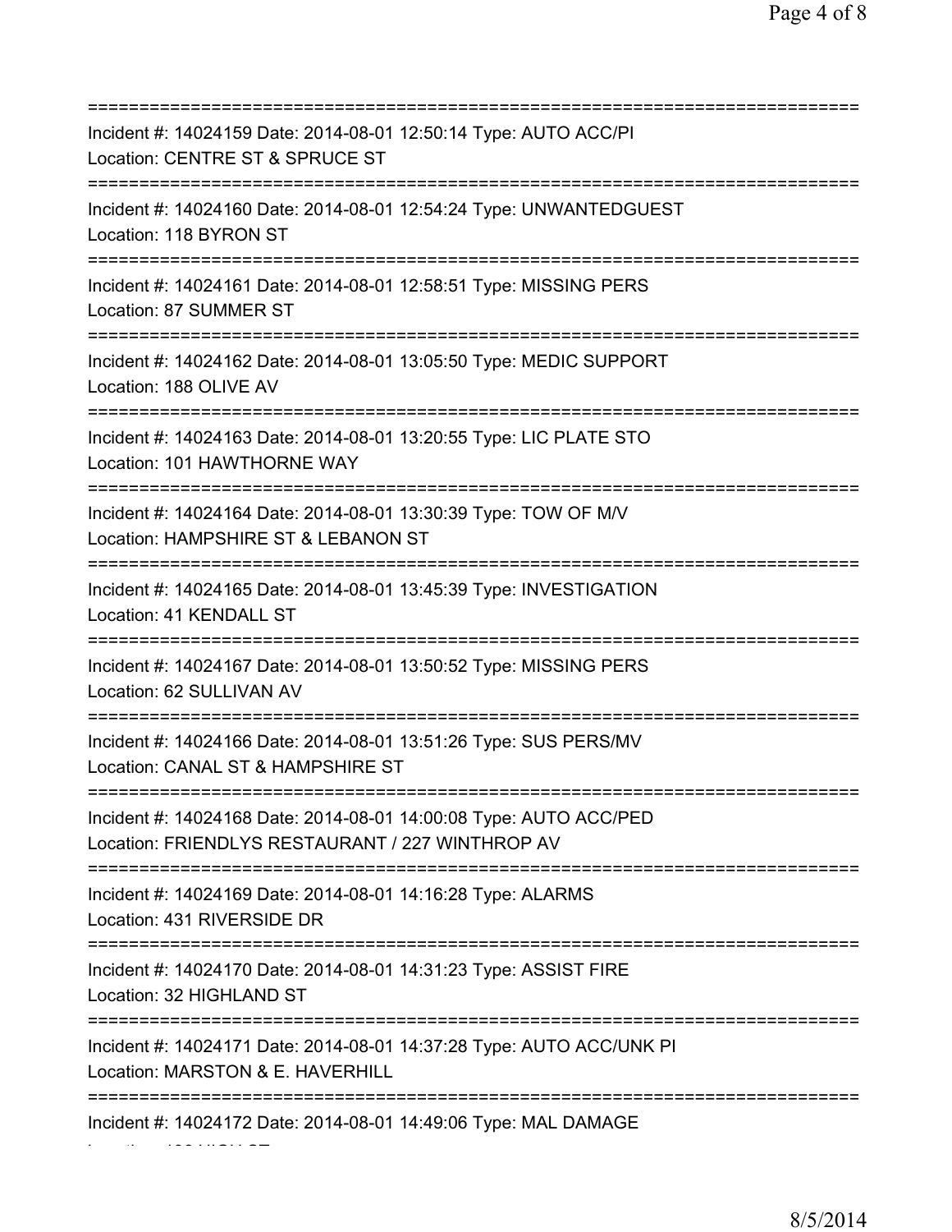===========================================================================

Incident #: 14024159 Date: 2014-08-01 12:50:14 Type: AUTO ACC/PI
Location: CENTRE ST & SPRUCE ST

===========================================================================

Incident #: 14024160 Date: 2014-08-01 12:54:24 Type: UNWANTEDGUEST
Location: 118 BYRON ST

===========================================================================

Incident #: 14024161 Date: 2014-08-01 12:58:51 Type: MISSING PERS
Location: 87 SUMMER ST

===========================================================================

Incident #: 14024162 Date: 2014-08-01 13:05:50 Type: MEDIC SUPPORT
Location: 188 OLIVE AV

===========================================================================

Incident #: 14024163 Date: 2014-08-01 13:20:55 Type: LIC PLATE STO
Location: 101 HAWTHORNE WAY

===========================================================================

Incident #: 14024164 Date: 2014-08-01 13:30:39 Type: TOW OF M/V
Location: HAMPSHIRE ST & LEBANON ST

===========================================================================

Incident #: 14024165 Date: 2014-08-01 13:45:39 Type: INVESTIGATION
Location: 41 KENDALL ST

===========================================================================

Incident #: 14024167 Date: 2014-08-01 13:50:52 Type: MISSING PERS
Location: 62 SULLIVAN AV

===========================================================================

Incident #: 14024166 Date: 2014-08-01 13:51:26 Type: SUS PERS/MV
Location: CANAL ST & HAMPSHIRE ST

===========================================================================

Incident #: 14024168 Date: 2014-08-01 14:00:08 Type: AUTO ACC/PED
Location: FRIENDLYS RESTAURANT / 227 WINTHROP AV

===========================================================================

Incident #: 14024169 Date: 2014-08-01 14:16:28 Type: ALARMS
Location: 431 RIVERSIDE DR

===========================================================================

Incident #: 14024170 Date: 2014-08-01 14:31:23 Type: ASSIST FIRE
Location: 32 HIGHLAND ST

===========================================================================

Incident #: 14024171 Date: 2014-08-01 14:37:28 Type: AUTO ACC/UNK PI
Location: MARSTON & E. HAVERHILL

===========================================================================

Incident #: 14024172 Date: 2014-08-01 14:49:06 Type: MAL DAMAGE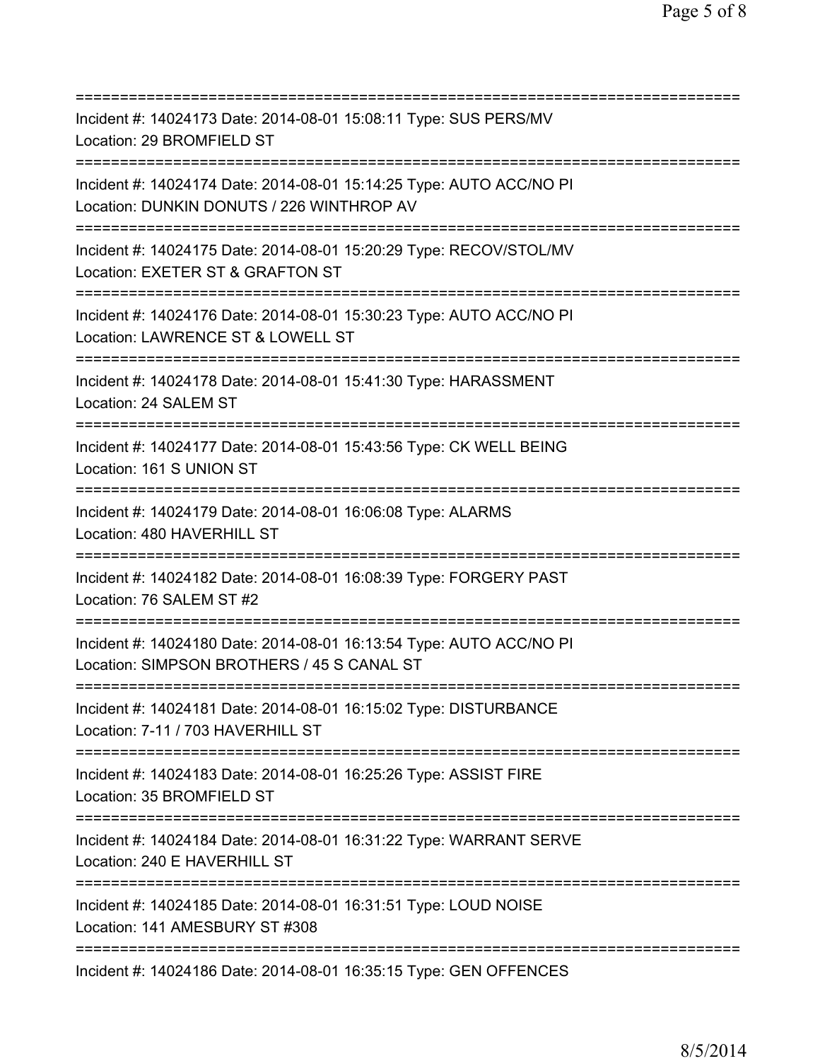===========================================================================
Incident #: 14024173 Date: 2014-08-01 15:08:11 Type: SUS PERS/MV
Location: 29 BROMFIELD ST
===========================================================================
Incident #: 14024174 Date: 2014-08-01 15:14:25 Type: AUTO ACC/NO PI
Location: DUNKIN DONUTS / 226 WINTHROP AV
===========================================================================
Incident #: 14024175 Date: 2014-08-01 15:20:29 Type: RECOV/STOL/MV
Location: EXETER ST & GRAFTON ST
===========================================================================
Incident #: 14024176 Date: 2014-08-01 15:30:23 Type: AUTO ACC/NO PI
Location: LAWRENCE ST & LOWELL ST
===========================================================================
Incident #: 14024178 Date: 2014-08-01 15:41:30 Type: HARASSMENT
Location: 24 SALEM ST
===========================================================================
Incident #: 14024177 Date: 2014-08-01 15:43:56 Type: CK WELL BEING
Location: 161 S UNION ST
===========================================================================
Incident #: 14024179 Date: 2014-08-01 16:06:08 Type: ALARMS
Location: 480 HAVERHILL ST
===========================================================================
Incident #: 14024182 Date: 2014-08-01 16:08:39 Type: FORGERY PAST
Location: 76 SALEM ST #2
===========================================================================
Incident #: 14024180 Date: 2014-08-01 16:13:54 Type: AUTO ACC/NO PI
Location: SIMPSON BROTHERS / 45 S CANAL ST
===========================================================================
Incident #: 14024181 Date: 2014-08-01 16:15:02 Type: DISTURBANCE
Location: 7-11 / 703 HAVERHILL ST
===========================================================================
Incident #: 14024183 Date: 2014-08-01 16:25:26 Type: ASSIST FIRE
Location: 35 BROMFIELD ST
===========================================================================
Incident #: 14024184 Date: 2014-08-01 16:31:22 Type: WARRANT SERVE
Location: 240 E HAVERHILL ST
===========================================================================
Incident #: 14024185 Date: 2014-08-01 16:31:51 Type: LOUD NOISE
Location: 141 AMESBURY ST #308
===========================================================================
Incident #: 14024186 Date: 2014-08-01 16:35:15 Type: GEN OFFENCES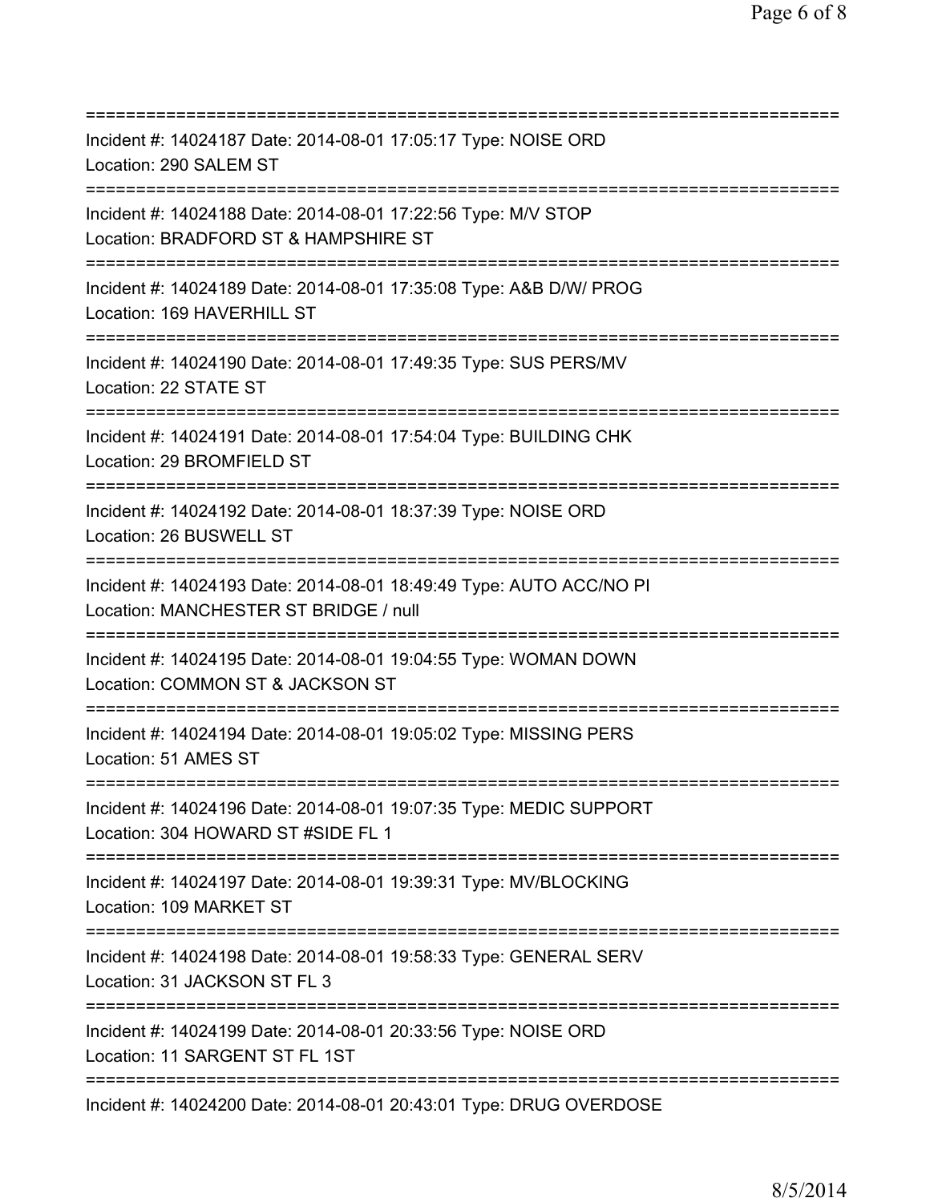===========================================================================

Incident #: 14024187 Date: 2014-08-01 17:05:17 Type: NOISE ORD
Location: 290 SALEM ST

===========================================================================

Incident #: 14024188 Date: 2014-08-01 17:22:56 Type: M/V STOP
Location: BRADFORD ST & HAMPSHIRE ST

===========================================================================

Incident #: 14024189 Date: 2014-08-01 17:35:08 Type: A&B D/W/ PROG
Location: 169 HAVERHILL ST

===========================================================================

Incident #: 14024190 Date: 2014-08-01 17:49:35 Type: SUS PERS/MV
Location: 22 STATE ST

===========================================================================

Incident #: 14024191 Date: 2014-08-01 17:54:04 Type: BUILDING CHK
Location: 29 BROMFIELD ST

===========================================================================

Incident #: 14024192 Date: 2014-08-01 18:37:39 Type: NOISE ORD
Location: 26 BUSWELL ST

===========================================================================

Incident #: 14024193 Date: 2014-08-01 18:49:49 Type: AUTO ACC/NO PI
Location: MANCHESTER ST BRIDGE / null

===========================================================================

Incident #: 14024195 Date: 2014-08-01 19:04:55 Type: WOMAN DOWN
Location: COMMON ST & JACKSON ST

===========================================================================

Incident #: 14024194 Date: 2014-08-01 19:05:02 Type: MISSING PERS
Location: 51 AMES ST

===========================================================================

Incident #: 14024196 Date: 2014-08-01 19:07:35 Type: MEDIC SUPPORT
Location: 304 HOWARD ST #SIDE FL 1

===========================================================================

Incident #: 14024197 Date: 2014-08-01 19:39:31 Type: MV/BLOCKING
Location: 109 MARKET ST

===========================================================================

Incident #: 14024198 Date: 2014-08-01 19:58:33 Type: GENERAL SERV
Location: 31 JACKSON ST FL 3

===========================================================================

Incident #: 14024199 Date: 2014-08-01 20:33:56 Type: NOISE ORD
Location: 11 SARGENT ST FL 1ST

===========================================================================

Incident #: 14024200 Date: 2014-08-01 20:43:01 Type: DRUG OVERDOSE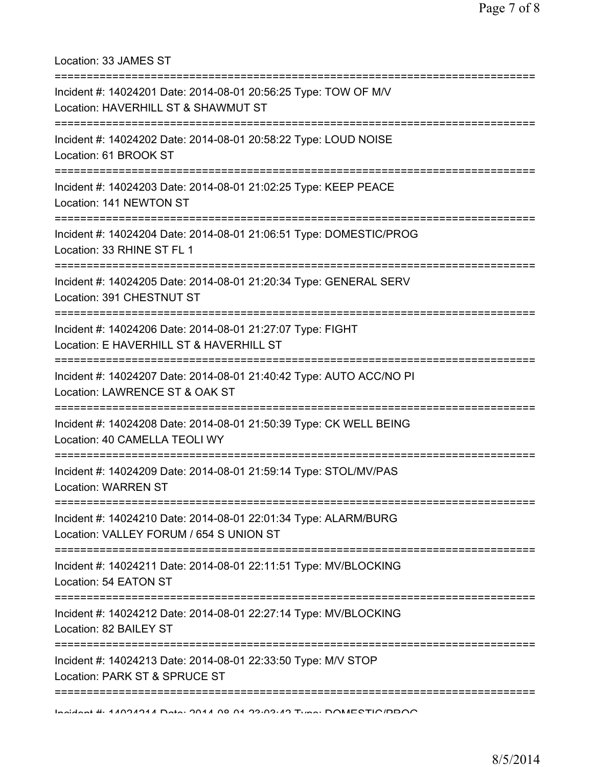Location: 33 JAMES ST

===========================================================================

Incident #: 14024201 Date: 2014-08-01 20:56:25 Type: TOW OF M/V
Location: HAVERHILL ST & SHAWMUT ST

===========================================================================

Incident #: 14024202 Date: 2014-08-01 20:58:22 Type: LOUD NOISE
Location: 61 BROOK ST

===========================================================================

Incident #: 14024203 Date: 2014-08-01 21:02:25 Type: KEEP PEACE
Location: 141 NEWTON ST

===========================================================================

Incident #: 14024204 Date: 2014-08-01 21:06:51 Type: DOMESTIC/PROG
Location: 33 RHINE ST FL 1

===========================================================================

Incident #: 14024205 Date: 2014-08-01 21:20:34 Type: GENERAL SERV
Location: 391 CHESTNUT ST

===========================================================================

Incident #: 14024206 Date: 2014-08-01 21:27:07 Type: FIGHT
Location: E HAVERHILL ST & HAVERHILL ST

===========================================================================

Incident #: 14024207 Date: 2014-08-01 21:40:42 Type: AUTO ACC/NO PI
Location: LAWRENCE ST & OAK ST

===========================================================================

Incident #: 14024208 Date: 2014-08-01 21:50:39 Type: CK WELL BEING
Location: 40 CAMELLA TEOLI WY

===========================================================================

Incident #: 14024209 Date: 2014-08-01 21:59:14 Type: STOL/MV/PAS
Location: WARREN ST

===========================================================================

Incident #: 14024210 Date: 2014-08-01 22:01:34 Type: ALARM/BURG
Location: VALLEY FORUM / 654 S UNION ST

===========================================================================

Incident #: 14024211 Date: 2014-08-01 22:11:51 Type: MV/BLOCKING
Location: 54 EATON ST

===========================================================================

Incident #: 14024212 Date: 2014-08-01 22:27:14 Type: MV/BLOCKING
Location: 82 BAILEY ST

===========================================================================

Incident #: 14024213 Date: 2014-08-01 22:33:50 Type: M/V STOP
Location: PARK ST & SPRUCE ST

===========================================================================

Incident #: 14024214 Date: 2014-08-01 23:03:42 Type: DOMESTIC/PROG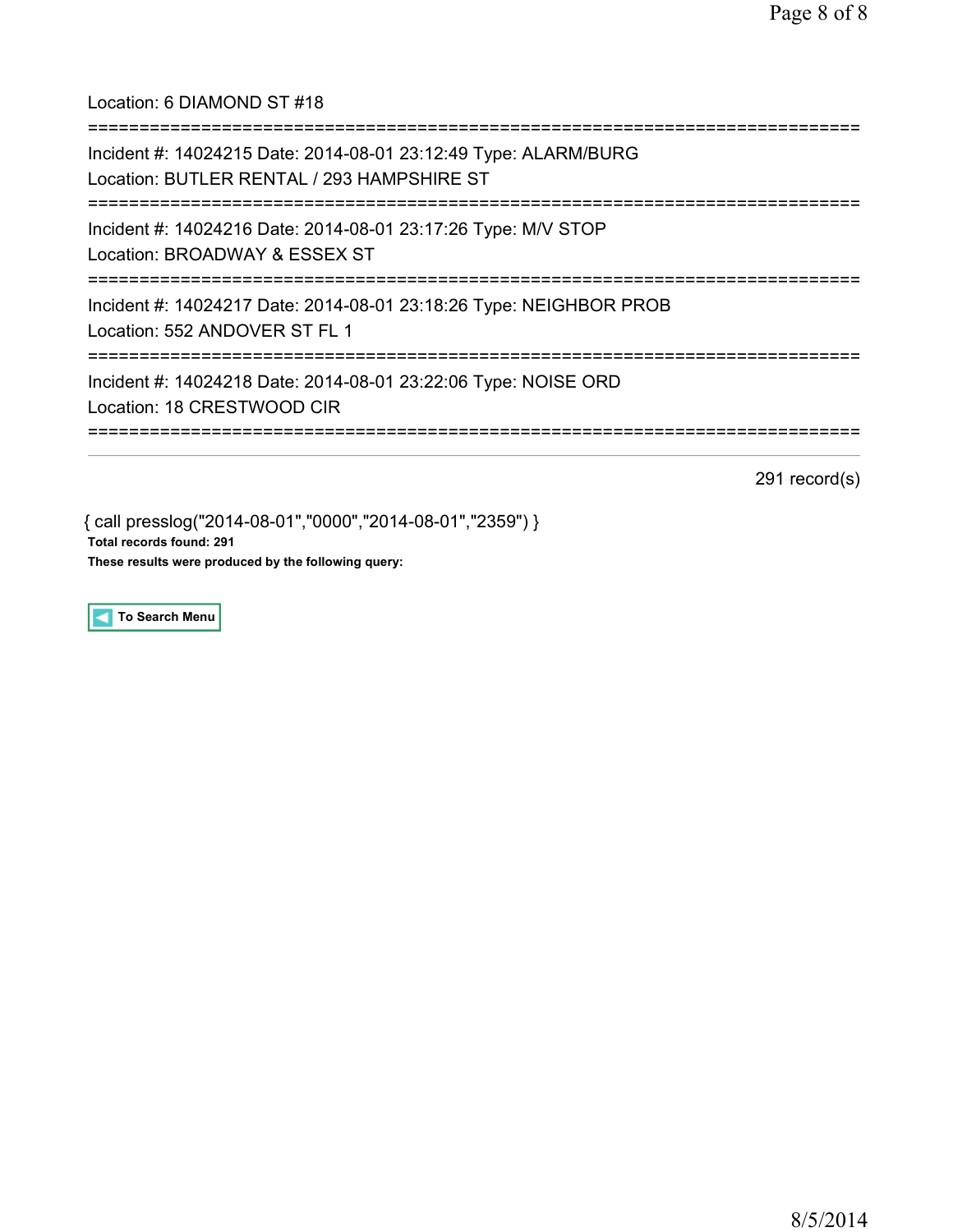Location: 6 DIAMOND ST #18

===========================================================================

Incident #: 14024215 Date: 2014-08-01 23:12:49 Type: ALARM/BURG

Location: BUTLER RENTAL / 293 HAMPSHIRE ST

===========================================================================

Incident #: 14024216 Date: 2014-08-01 23:17:26 Type: M/V STOP

Location: BROADWAY & ESSEX ST

===========================================================================

Incident #: 14024217 Date: 2014-08-01 23:18:26 Type: NEIGHBOR PROB

Location: 552 ANDOVER ST FL 1

===========================================================================

Incident #: 14024218 Date: 2014-08-01 23:22:06 Type: NOISE ORD

Location: 18 CRESTWOOD CIR

===========================================================================

291 record(s)

{ call presslog("2014-08-01","0000","2014-08-01","2359") }

**Total records found: 291**

**These results were produced by the following query:**

To Search Menu